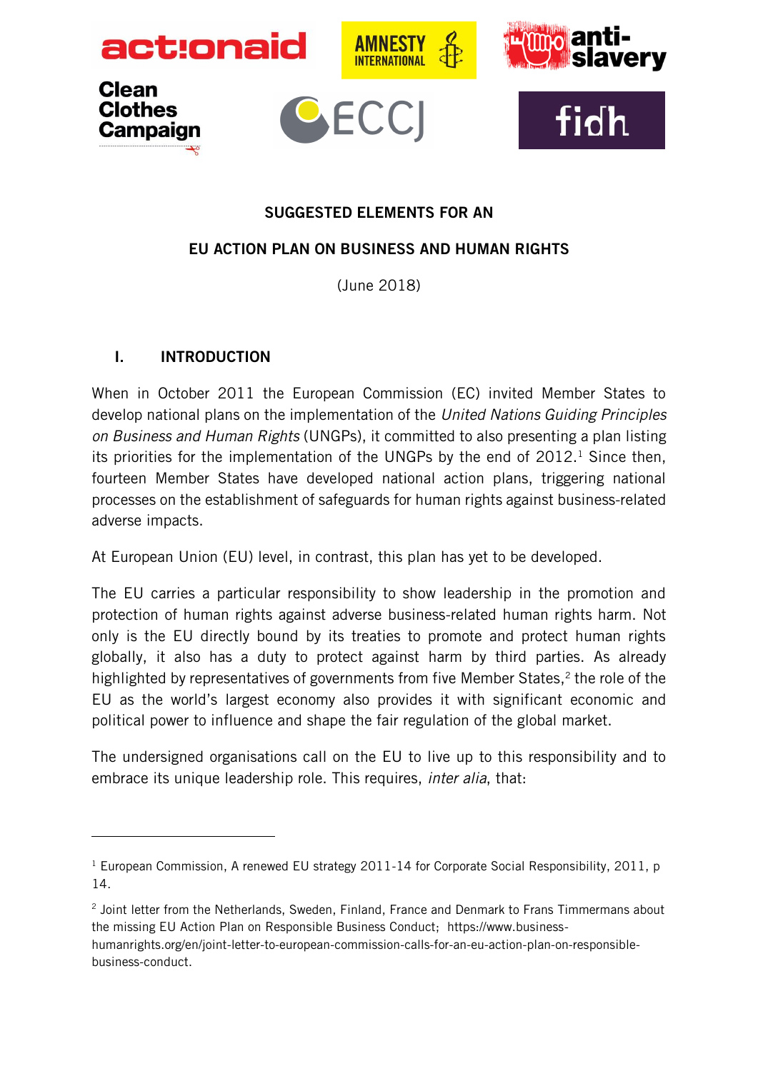# SUGGESTED ELEMENTS FOR AN

# EU ACTION PLAN ON BUSINESS AND HUMAN RIGHTS

(June 2018)

## I. INTRODUCTION

When in October 2011 the European Commission (EC) invited Member States to develop national plans on the implementation of the *United Nations Guiding Principles on Business and Human Rights* (UNGPs), it committed to also presenting a plan listing its priorities for the implementation of the UNGPs by the end of 2012.[1] Since then, fourteen Member States have developed national action plans, triggering national processes on the establishment of safeguards for human rights against business-related adverse impacts.

At European Union (EU) level, in contrast, this plan has yet to be developed.

The EU carries a particular responsibility to show leadership in the promotion and protection of human rights against adverse business-related human rights harm. Not only is the EU directly bound by its treaties to promote and protect human rights globally, it also has a duty to protect against harm by third parties. As already highlighted by representatives of governments from five Member States,[2] the role of the EU as the world's largest economy also provides it with significant economic and political power to influence and shape the fair regulation of the global market.

The undersigned organisations call on the EU to live up to this responsibility and to embrace its unique leadership role. This requires, *inter alia*, that:

---

[1] European Commission, A renewed EU strategy 2011-14 for Corporate Social Responsibility, 2011, p 14.

[2] Joint letter from the Netherlands, Sweden, Finland, France and Denmark to Frans Timmermans about the missing EU Action Plan on Responsible Business Conduct; https://www.business-humanrights.org/en/joint-letter-to-european-commission-calls-for-an-eu-action-plan-on-responsible-business-conduct.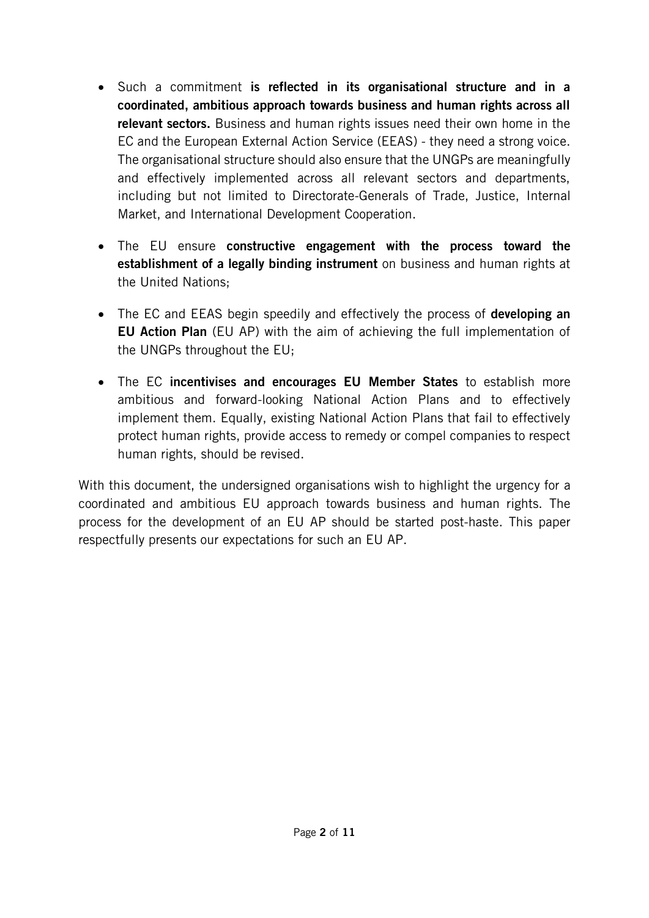- Such a commitment **is reflected in its organisational structure and in a coordinated, ambitious approach towards business and human rights across all relevant sectors.** Business and human rights issues need their own home in the EC and the European External Action Service (EEAS) - they need a strong voice. The organisational structure should also ensure that the UNGPs are meaningfully and effectively implemented across all relevant sectors and departments, including but not limited to Directorate-Generals of Trade, Justice, Internal Market, and International Development Cooperation.

- The EU ensure **constructive engagement with the process toward the establishment of a legally binding instrument** on business and human rights at the United Nations;

- The EC and EEAS begin speedily and effectively the process of **developing an EU Action Plan** (EU AP) with the aim of achieving the full implementation of the UNGPs throughout the EU;

- The EC **incentivises and encourages EU Member States** to establish more ambitious and forward-looking National Action Plans and to effectively implement them. Equally, existing National Action Plans that fail to effectively protect human rights, provide access to remedy or compel companies to respect human rights, should be revised.

With this document, the undersigned organisations wish to highlight the urgency for a coordinated and ambitious EU approach towards business and human rights. The process for the development of an EU AP should be started post-haste. This paper respectfully presents our expectations for such an EU AP.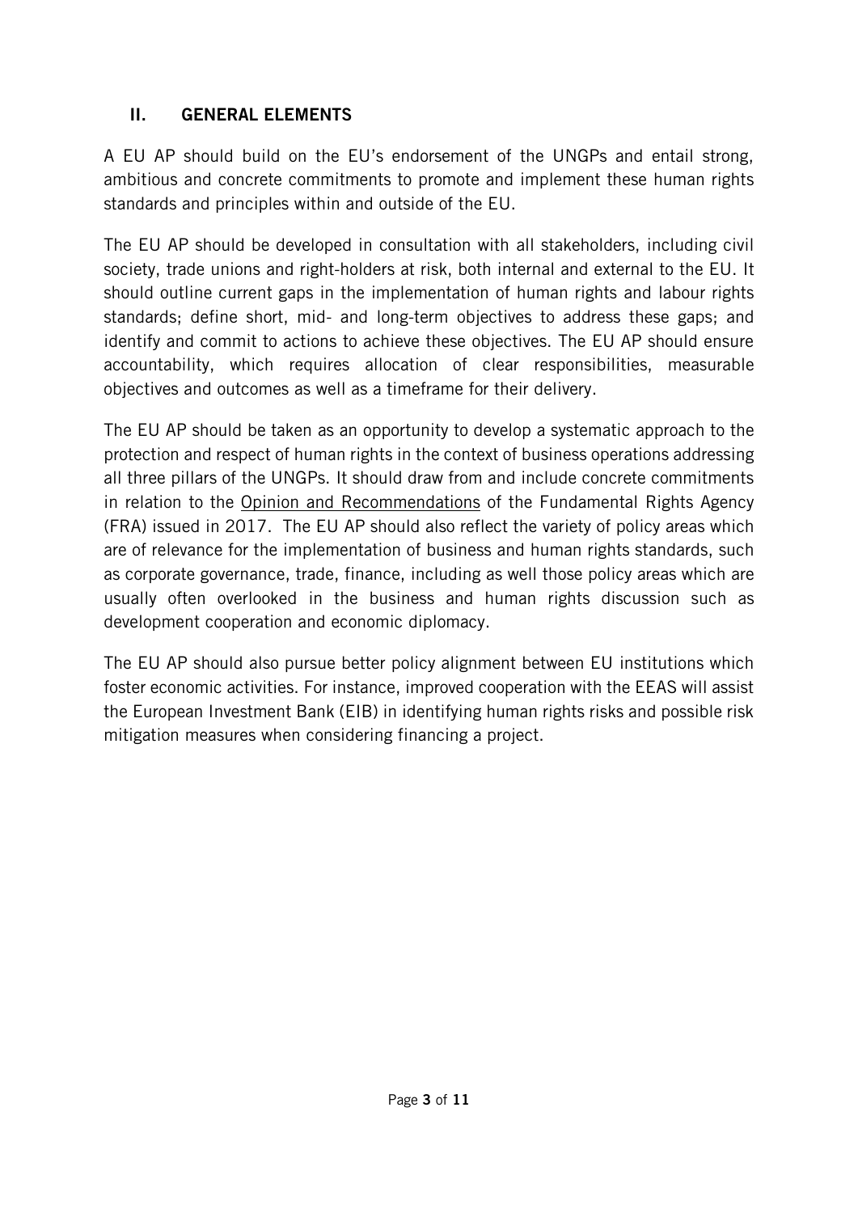## II. GENERAL ELEMENTS

A EU AP should build on the EU's endorsement of the UNGPs and entail strong, ambitious and concrete commitments to promote and implement these human rights standards and principles within and outside of the EU.

The EU AP should be developed in consultation with all stakeholders, including civil society, trade unions and right-holders at risk, both internal and external to the EU. It should outline current gaps in the implementation of human rights and labour rights standards; define short, mid- and long-term objectives to address these gaps; and identify and commit to actions to achieve these objectives. The EU AP should ensure accountability, which requires allocation of clear responsibilities, measurable objectives and outcomes as well as a timeframe for their delivery.

The EU AP should be taken as an opportunity to develop a systematic approach to the protection and respect of human rights in the context of business operations addressing all three pillars of the UNGPs. It should draw from and include concrete commitments in relation to the Opinion and Recommendations of the Fundamental Rights Agency (FRA) issued in 2017. The EU AP should also reflect the variety of policy areas which are of relevance for the implementation of business and human rights standards, such as corporate governance, trade, finance, including as well those policy areas which are usually often overlooked in the business and human rights discussion such as development cooperation and economic diplomacy.

The EU AP should also pursue better policy alignment between EU institutions which foster economic activities. For instance, improved cooperation with the EEAS will assist the European Investment Bank (EIB) in identifying human rights risks and possible risk mitigation measures when considering financing a project.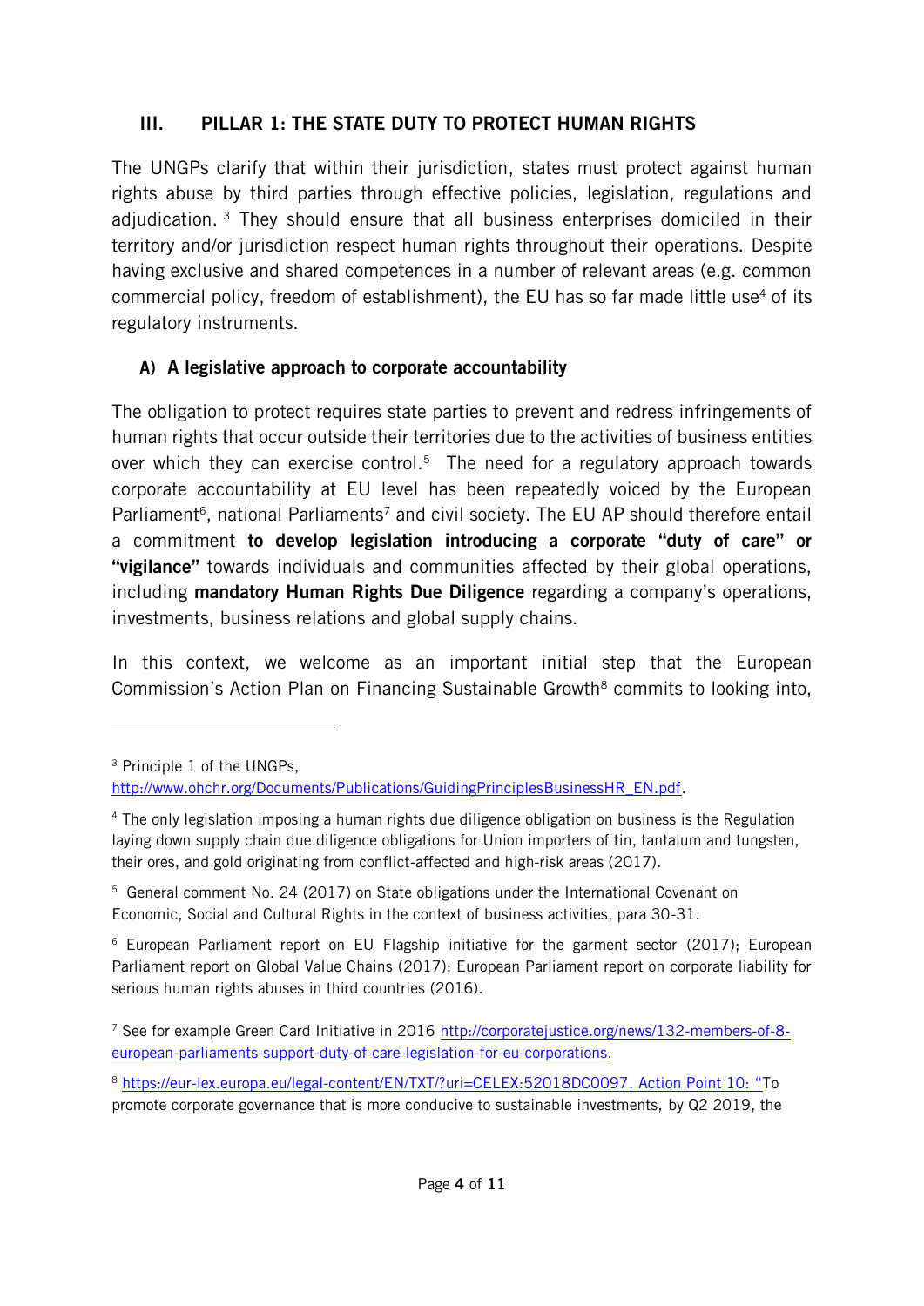## III. PILLAR 1: THE STATE DUTY TO PROTECT HUMAN RIGHTS

The UNGPs clarify that within their jurisdiction, states must protect against human rights abuse by third parties through effective policies, legislation, regulations and adjudication. [3] They should ensure that all business enterprises domiciled in their territory and/or jurisdiction respect human rights throughout their operations. Despite having exclusive and shared competences in a number of relevant areas (e.g. common commercial policy, freedom of establishment), the EU has so far made little use[4] of its regulatory instruments.

### A) A legislative approach to corporate accountability

The obligation to protect requires state parties to prevent and redress infringements of human rights that occur outside their territories due to the activities of business entities over which they can exercise control.[5] The need for a regulatory approach towards corporate accountability at EU level has been repeatedly voiced by the European Parliament[6], national Parliaments[7] and civil society. The EU AP should therefore entail a commitment **to develop legislation introducing a corporate "duty of care" or "vigilance"** towards individuals and communities affected by their global operations, including **mandatory Human Rights Due Diligence** regarding a company's operations, investments, business relations and global supply chains.

In this context, we welcome as an important initial step that the European Commission's Action Plan on Financing Sustainable Growth[8] commits to looking into,

---

[3] Principle 1 of the UNGPs, http://www.ohchr.org/Documents/Publications/GuidingPrinciplesBusinessHR_EN.pdf.

[4] The only legislation imposing a human rights due diligence obligation on business is the Regulation laying down supply chain due diligence obligations for Union importers of tin, tantalum and tungsten, their ores, and gold originating from conflict-affected and high-risk areas (2017).

[5] General comment No. 24 (2017) on State obligations under the International Covenant on Economic, Social and Cultural Rights in the context of business activities, para 30-31.

[6] European Parliament report on EU Flagship initiative for the garment sector (2017); European Parliament report on Global Value Chains (2017); European Parliament report on corporate liability for serious human rights abuses in third countries (2016).

[7] See for example Green Card Initiative in 2016 http://corporatejustice.org/news/132-members-of-8-european-parliaments-support-duty-of-care-legislation-for-eu-corporations.

[8] https://eur-lex.europa.eu/legal-content/EN/TXT/?uri=CELEX:52018DC0097. Action Point 10: "To promote corporate governance that is more conducive to sustainable investments, by Q2 2019, the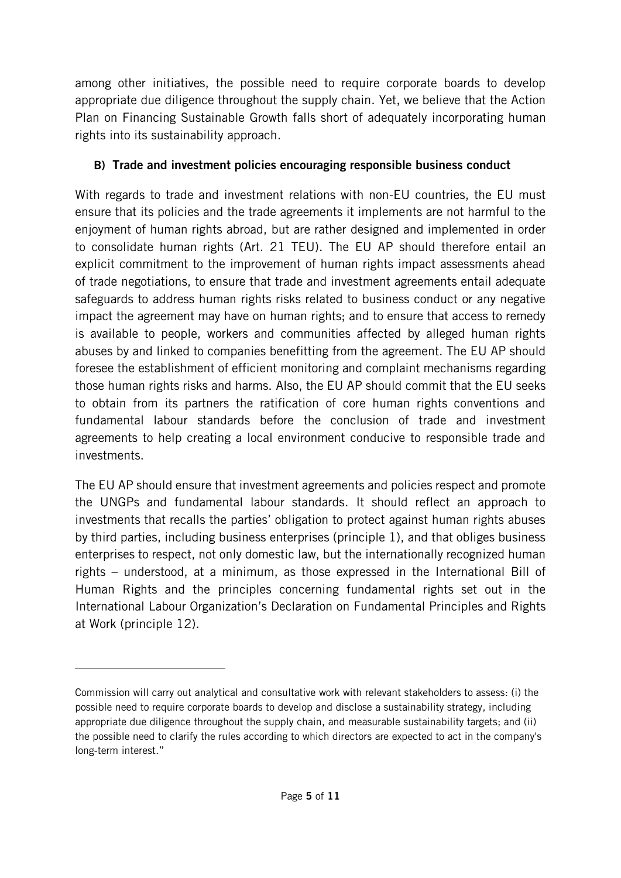among other initiatives, the possible need to require corporate boards to develop appropriate due diligence throughout the supply chain. Yet, we believe that the Action Plan on Financing Sustainable Growth falls short of adequately incorporating human rights into its sustainability approach.

### B) Trade and investment policies encouraging responsible business conduct

With regards to trade and investment relations with non-EU countries, the EU must ensure that its policies and the trade agreements it implements are not harmful to the enjoyment of human rights abroad, but are rather designed and implemented in order to consolidate human rights (Art. 21 TEU). The EU AP should therefore entail an explicit commitment to the improvement of human rights impact assessments ahead of trade negotiations, to ensure that trade and investment agreements entail adequate safeguards to address human rights risks related to business conduct or any negative impact the agreement may have on human rights; and to ensure that access to remedy is available to people, workers and communities affected by alleged human rights abuses by and linked to companies benefitting from the agreement. The EU AP should foresee the establishment of efficient monitoring and complaint mechanisms regarding those human rights risks and harms. Also, the EU AP should commit that the EU seeks to obtain from its partners the ratification of core human rights conventions and fundamental labour standards before the conclusion of trade and investment agreements to help creating a local environment conducive to responsible trade and investments.

The EU AP should ensure that investment agreements and policies respect and promote the UNGPs and fundamental labour standards. It should reflect an approach to investments that recalls the parties' obligation to protect against human rights abuses by third parties, including business enterprises (principle 1), and that obliges business enterprises to respect, not only domestic law, but the internationally recognized human rights – understood, at a minimum, as those expressed in the International Bill of Human Rights and the principles concerning fundamental rights set out in the International Labour Organization's Declaration on Fundamental Principles and Rights at Work (principle 12).

---

Commission will carry out analytical and consultative work with relevant stakeholders to assess: (i) the possible need to require corporate boards to develop and disclose a sustainability strategy, including appropriate due diligence throughout the supply chain, and measurable sustainability targets; and (ii) the possible need to clarify the rules according to which directors are expected to act in the company's long-term interest."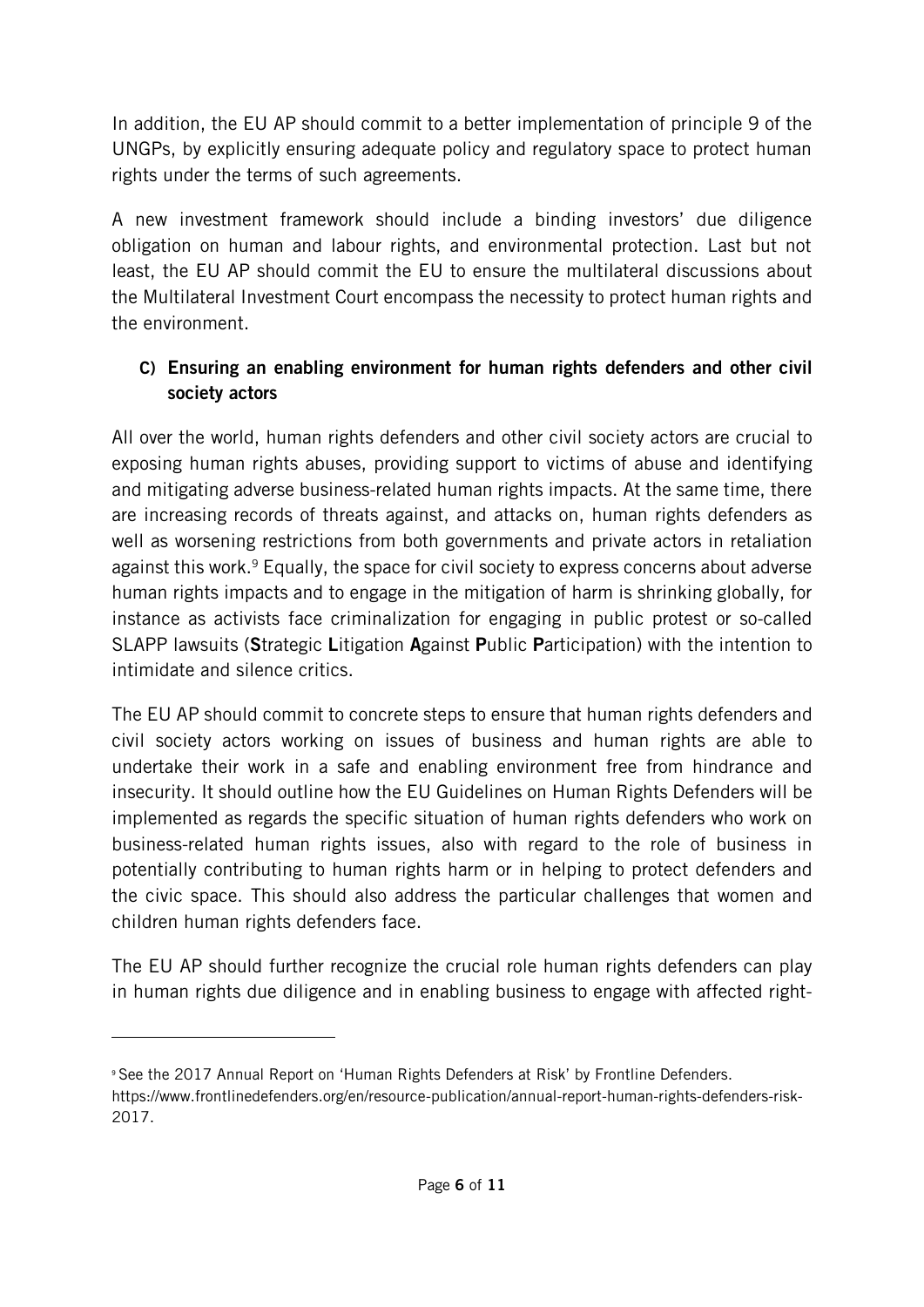In addition, the EU AP should commit to a better implementation of principle 9 of the UNGPs, by explicitly ensuring adequate policy and regulatory space to protect human rights under the terms of such agreements.

A new investment framework should include a binding investors' due diligence obligation on human and labour rights, and environmental protection. Last but not least, the EU AP should commit the EU to ensure the multilateral discussions about the Multilateral Investment Court encompass the necessity to protect human rights and the environment.

### C) Ensuring an enabling environment for human rights defenders and other civil society actors

All over the world, human rights defenders and other civil society actors are crucial to exposing human rights abuses, providing support to victims of abuse and identifying and mitigating adverse business-related human rights impacts. At the same time, there are increasing records of threats against, and attacks on, human rights defenders as well as worsening restrictions from both governments and private actors in retaliation against this work.[9] Equally, the space for civil society to express concerns about adverse human rights impacts and to engage in the mitigation of harm is shrinking globally, for instance as activists face criminalization for engaging in public protest or so-called SLAPP lawsuits (**S**trategic **L**itigation **A**gainst **P**ublic **P**articipation) with the intention to intimidate and silence critics.

The EU AP should commit to concrete steps to ensure that human rights defenders and civil society actors working on issues of business and human rights are able to undertake their work in a safe and enabling environment free from hindrance and insecurity. It should outline how the EU Guidelines on Human Rights Defenders will be implemented as regards the specific situation of human rights defenders who work on business-related human rights issues, also with regard to the role of business in potentially contributing to human rights harm or in helping to protect defenders and the civic space. This should also address the particular challenges that women and children human rights defenders face.

The EU AP should further recognize the crucial role human rights defenders can play in human rights due diligence and in enabling business to engage with affected right-

---

[9] See the 2017 Annual Report on 'Human Rights Defenders at Risk' by Frontline Defenders. https://www.frontlinedefenders.org/en/resource-publication/annual-report-human-rights-defenders-risk-2017.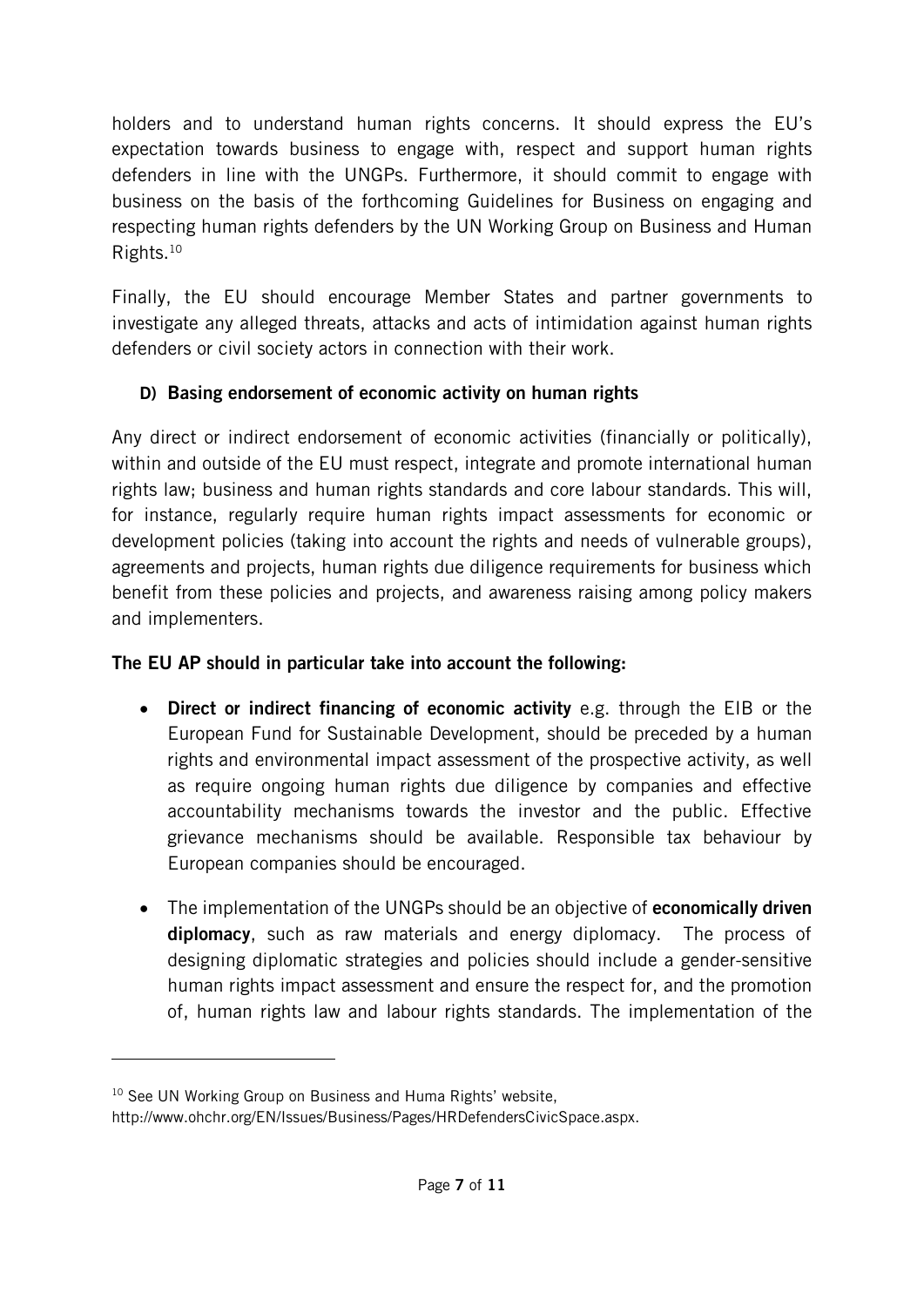holders and to understand human rights concerns. It should express the EU's expectation towards business to engage with, respect and support human rights defenders in line with the UNGPs. Furthermore, it should commit to engage with business on the basis of the forthcoming Guidelines for Business on engaging and respecting human rights defenders by the UN Working Group on Business and Human Rights.[10]

Finally, the EU should encourage Member States and partner governments to investigate any alleged threats, attacks and acts of intimidation against human rights defenders or civil society actors in connection with their work.

### D) Basing endorsement of economic activity on human rights

Any direct or indirect endorsement of economic activities (financially or politically), within and outside of the EU must respect, integrate and promote international human rights law; business and human rights standards and core labour standards. This will, for instance, regularly require human rights impact assessments for economic or development policies (taking into account the rights and needs of vulnerable groups), agreements and projects, human rights due diligence requirements for business which benefit from these policies and projects, and awareness raising among policy makers and implementers.

**The EU AP should in particular take into account the following:**

- **Direct or indirect financing of economic activity** e.g. through the EIB or the European Fund for Sustainable Development, should be preceded by a human rights and environmental impact assessment of the prospective activity, as well as require ongoing human rights due diligence by companies and effective accountability mechanisms towards the investor and the public. Effective grievance mechanisms should be available. Responsible tax behaviour by European companies should be encouraged.
- The implementation of the UNGPs should be an objective of **economically driven diplomacy**, such as raw materials and energy diplomacy. The process of designing diplomatic strategies and policies should include a gender-sensitive human rights impact assessment and ensure the respect for, and the promotion of, human rights law and labour rights standards. The implementation of the

---

[10] See UN Working Group on Business and Huma Rights' website, http://www.ohchr.org/EN/Issues/Business/Pages/HRDefendersCivicSpace.aspx.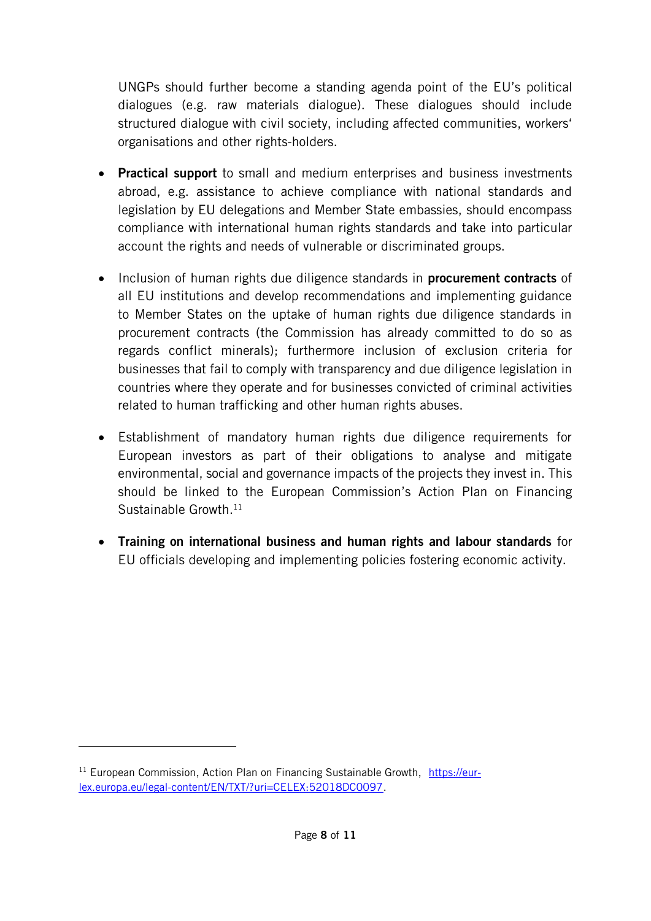UNGPs should further become a standing agenda point of the EU's political dialogues (e.g. raw materials dialogue). These dialogues should include structured dialogue with civil society, including affected communities, workers' organisations and other rights-holders.

- **Practical support** to small and medium enterprises and business investments abroad, e.g. assistance to achieve compliance with national standards and legislation by EU delegations and Member State embassies, should encompass compliance with international human rights standards and take into particular account the rights and needs of vulnerable or discriminated groups.

- Inclusion of human rights due diligence standards in **procurement contracts** of all EU institutions and develop recommendations and implementing guidance to Member States on the uptake of human rights due diligence standards in procurement contracts (the Commission has already committed to do so as regards conflict minerals); furthermore inclusion of exclusion criteria for businesses that fail to comply with transparency and due diligence legislation in countries where they operate and for businesses convicted of criminal activities related to human trafficking and other human rights abuses.

- Establishment of mandatory human rights due diligence requirements for European investors as part of their obligations to analyse and mitigate environmental, social and governance impacts of the projects they invest in. This should be linked to the European Commission's Action Plan on Financing Sustainable Growth.[11]

- **Training on international business and human rights and labour standards** for EU officials developing and implementing policies fostering economic activity.

[11] European Commission, Action Plan on Financing Sustainable Growth, https://eur-lex.europa.eu/legal-content/EN/TXT/?uri=CELEX:52018DC0097.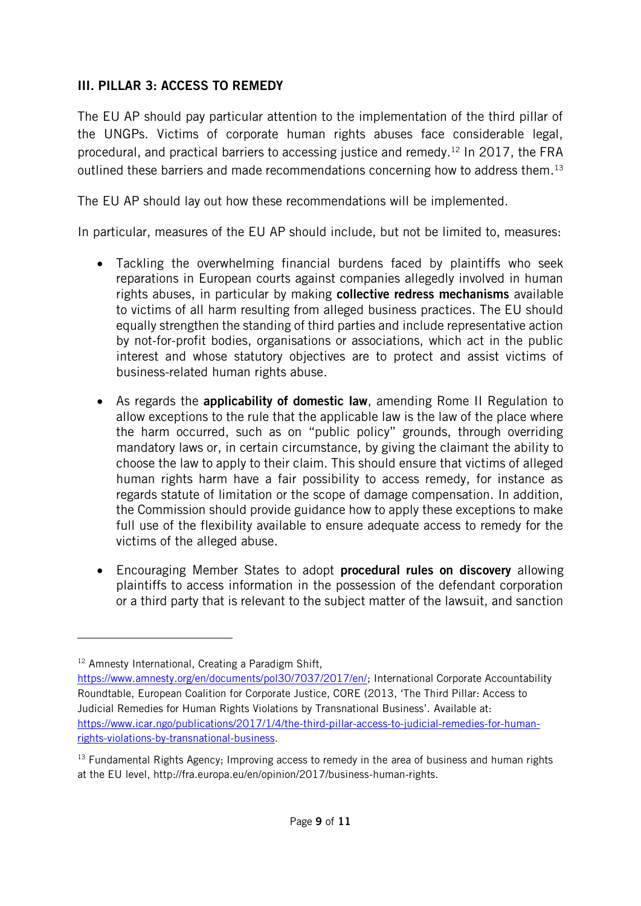## III. PILLAR 3: ACCESS TO REMEDY

The EU AP should pay particular attention to the implementation of the third pillar of the UNGPs. Victims of corporate human rights abuses face considerable legal, procedural, and practical barriers to accessing justice and remedy.[12] In 2017, the FRA outlined these barriers and made recommendations concerning how to address them.[13]

The EU AP should lay out how these recommendations will be implemented.

In particular, measures of the EU AP should include, but not be limited to, measures:

- Tackling the overwhelming financial burdens faced by plaintiffs who seek reparations in European courts against companies allegedly involved in human rights abuses, in particular by making **collective redress mechanisms** available to victims of all harm resulting from alleged business practices. The EU should equally strengthen the standing of third parties and include representative action by not-for-profit bodies, organisations or associations, which act in the public interest and whose statutory objectives are to protect and assist victims of business-related human rights abuse.

- As regards the **applicability of domestic law**, amending Rome II Regulation to allow exceptions to the rule that the applicable law is the law of the place where the harm occurred, such as on "public policy" grounds, through overriding mandatory laws or, in certain circumstance, by giving the claimant the ability to choose the law to apply to their claim. This should ensure that victims of alleged human rights harm have a fair possibility to access remedy, for instance as regards statute of limitation or the scope of damage compensation. In addition, the Commission should provide guidance how to apply these exceptions to make full use of the flexibility available to ensure adequate access to remedy for the victims of the alleged abuse.

- Encouraging Member States to adopt **procedural rules on discovery** allowing plaintiffs to access information in the possession of the defendant corporation or a third party that is relevant to the subject matter of the lawsuit, and sanction

---

[12] Amnesty International, Creating a Paradigm Shift, https://www.amnesty.org/en/documents/pol30/7037/2017/en/; International Corporate Accountability Roundtable, European Coalition for Corporate Justice, CORE (2013, 'The Third Pillar: Access to Judicial Remedies for Human Rights Violations by Transnational Business'. Available at: https://www.icar.ngo/publications/2017/1/4/the-third-pillar-access-to-judicial-remedies-for-human-rights-violations-by-transnational-business.

[13] Fundamental Rights Agency; Improving access to remedy in the area of business and human rights at the EU level, http://fra.europa.eu/en/opinion/2017/business-human-rights.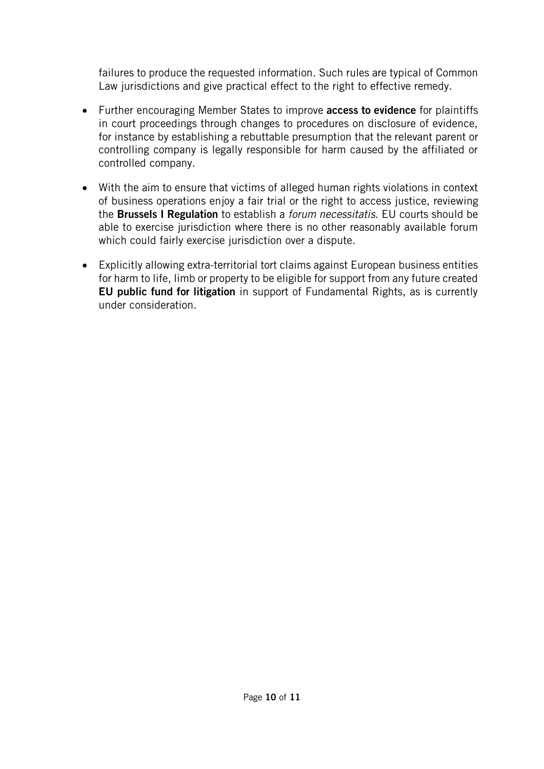failures to produce the requested information. Such rules are typical of Common Law jurisdictions and give practical effect to the right to effective remedy.

- Further encouraging Member States to improve **access to evidence** for plaintiffs in court proceedings through changes to procedures on disclosure of evidence, for instance by establishing a rebuttable presumption that the relevant parent or controlling company is legally responsible for harm caused by the affiliated or controlled company.
- With the aim to ensure that victims of alleged human rights violations in context of business operations enjoy a fair trial or the right to access justice, reviewing the **Brussels I Regulation** to establish a *forum necessitatis*. EU courts should be able to exercise jurisdiction where there is no other reasonably available forum which could fairly exercise jurisdiction over a dispute.
- Explicitly allowing extra-territorial tort claims against European business entities for harm to life, limb or property to be eligible for support from any future created **EU public fund for litigation** in support of Fundamental Rights, as is currently under consideration.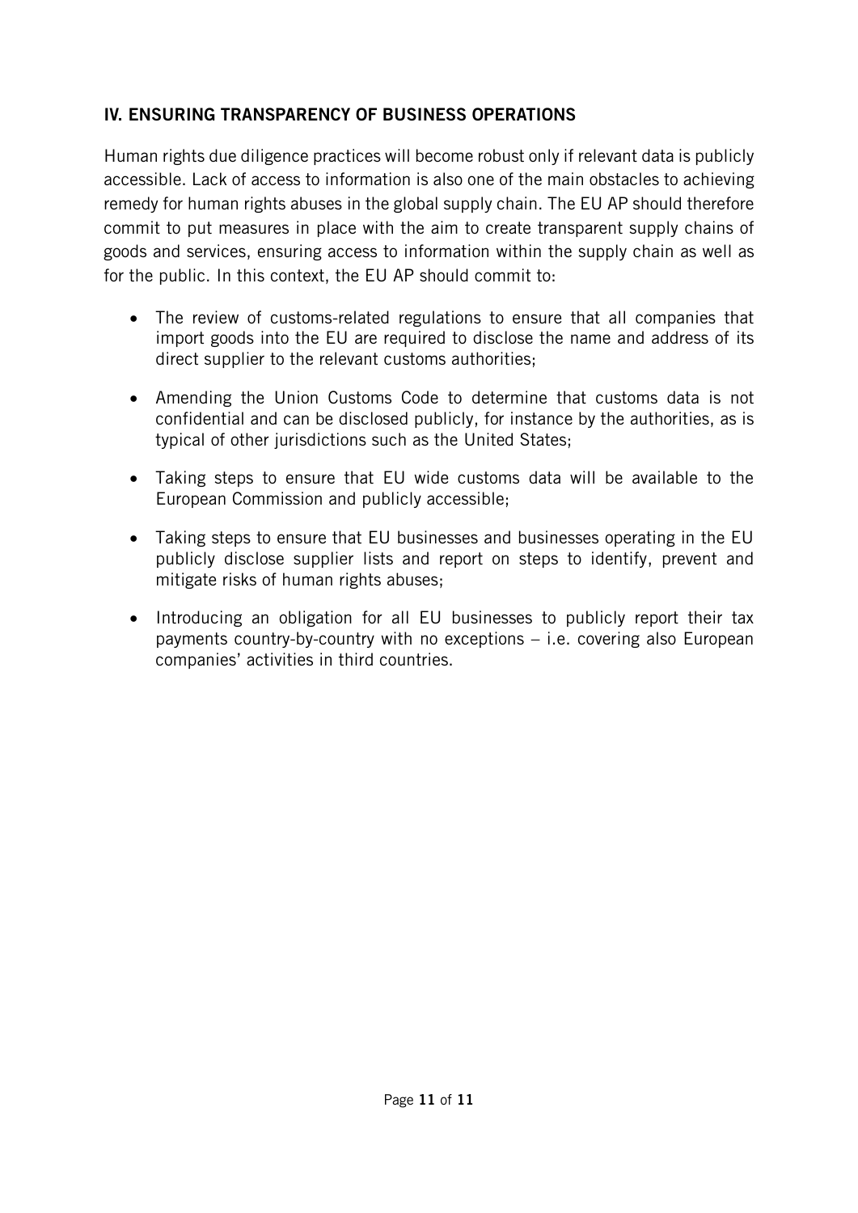## IV. ENSURING TRANSPARENCY OF BUSINESS OPERATIONS

Human rights due diligence practices will become robust only if relevant data is publicly accessible. Lack of access to information is also one of the main obstacles to achieving remedy for human rights abuses in the global supply chain. The EU AP should therefore commit to put measures in place with the aim to create transparent supply chains of goods and services, ensuring access to information within the supply chain as well as for the public. In this context, the EU AP should commit to:

- The review of customs-related regulations to ensure that all companies that import goods into the EU are required to disclose the name and address of its direct supplier to the relevant customs authorities;
- Amending the Union Customs Code to determine that customs data is not confidential and can be disclosed publicly, for instance by the authorities, as is typical of other jurisdictions such as the United States;
- Taking steps to ensure that EU wide customs data will be available to the European Commission and publicly accessible;
- Taking steps to ensure that EU businesses and businesses operating in the EU publicly disclose supplier lists and report on steps to identify, prevent and mitigate risks of human rights abuses;
- Introducing an obligation for all EU businesses to publicly report their tax payments country-by-country with no exceptions – i.e. covering also European companies' activities in third countries.